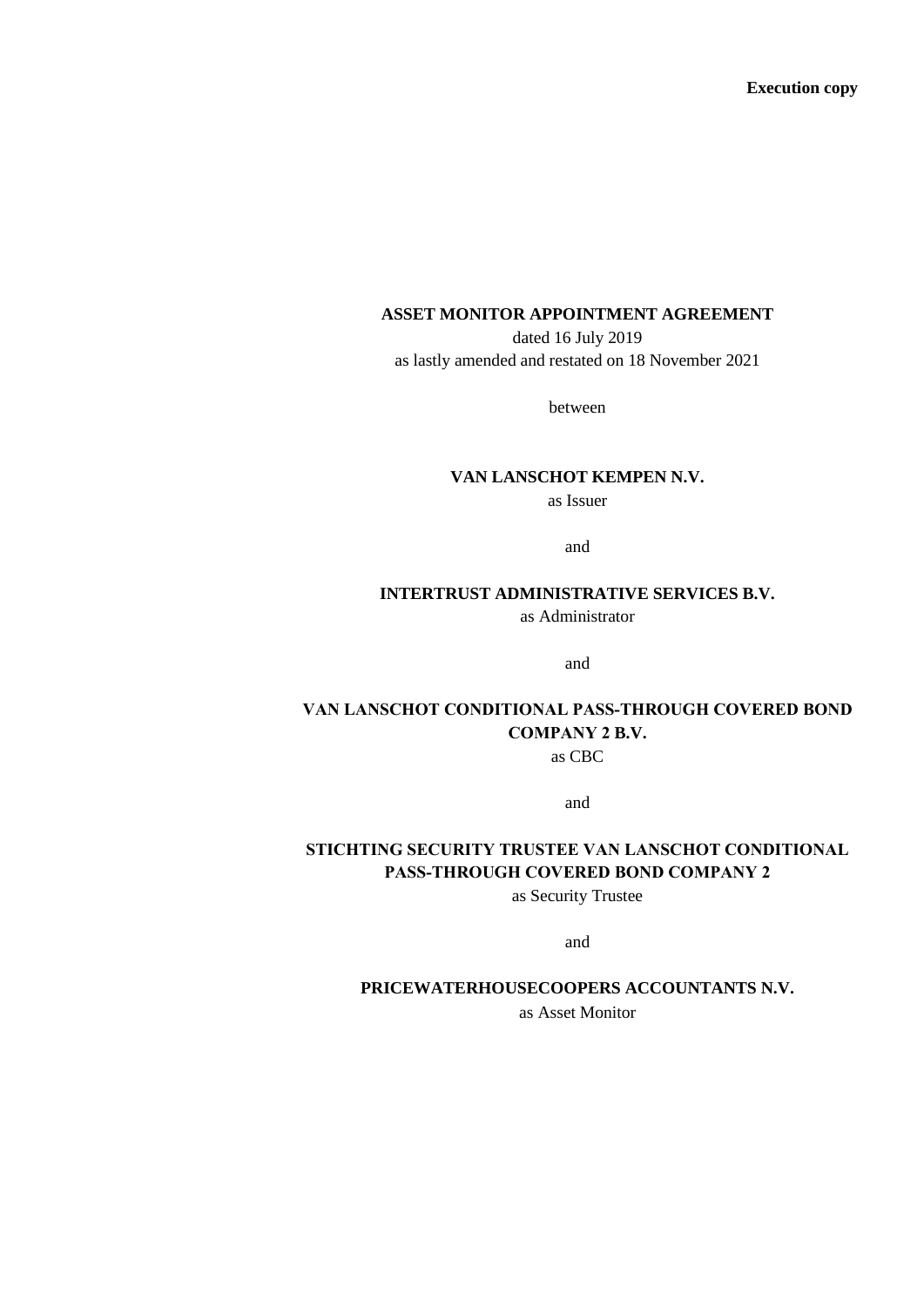**Execution copy**

**ASSET MONITOR APPOINTMENT AGREEMENT**

dated 16 July 2019

as lastly amended and restated on 18 November 2021

between

**VAN LANSCHOT KEMPEN N.V.**

as Issuer

and

**INTERTRUST ADMINISTRATIVE SERVICES B.V.**

as Administrator

and

**VAN LANSCHOT CONDITIONAL PASS-THROUGH COVERED BOND COMPANY 2 B.V.**

as CBC

and

**STICHTING SECURITY TRUSTEE VAN LANSCHOT CONDITIONAL PASS-THROUGH COVERED BOND COMPANY 2**

as Security Trustee

and

**PRICEWATERHOUSECOOPERS ACCOUNTANTS N.V.**

as Asset Monitor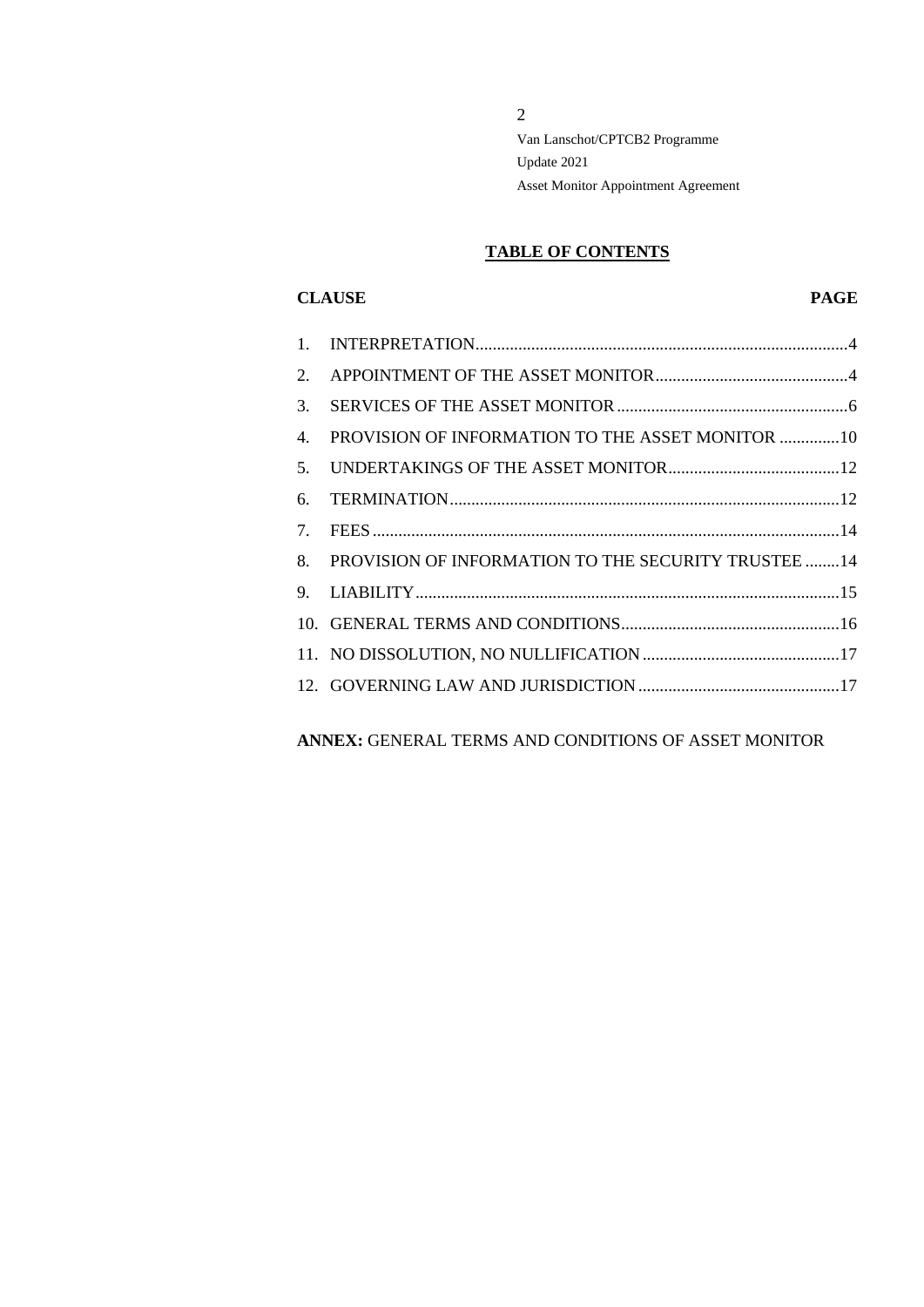## TABLE OF CONTENTS

| CLAUSE | | PAGE |
|---|---|---|
| 1. | INTERPRETATION | 4 |
| 2. | APPOINTMENT OF THE ASSET MONITOR | 4 |
| 3. | SERVICES OF THE ASSET MONITOR | 6 |
| 4. | PROVISION OF INFORMATION TO THE ASSET MONITOR | 10 |
| 5. | UNDERTAKINGS OF THE ASSET MONITOR | 12 |
| 6. | TERMINATION | 12 |
| 7. | FEES | 14 |
| 8. | PROVISION OF INFORMATION TO THE SECURITY TRUSTEE | 14 |
| 9. | LIABILITY | 15 |
| 10. | GENERAL TERMS AND CONDITIONS | 16 |
| 11. | NO DISSOLUTION, NO NULLIFICATION | 17 |
| 12. | GOVERNING LAW AND JURISDICTION | 17 |

**ANNEX:** GENERAL TERMS AND CONDITIONS OF ASSET MONITOR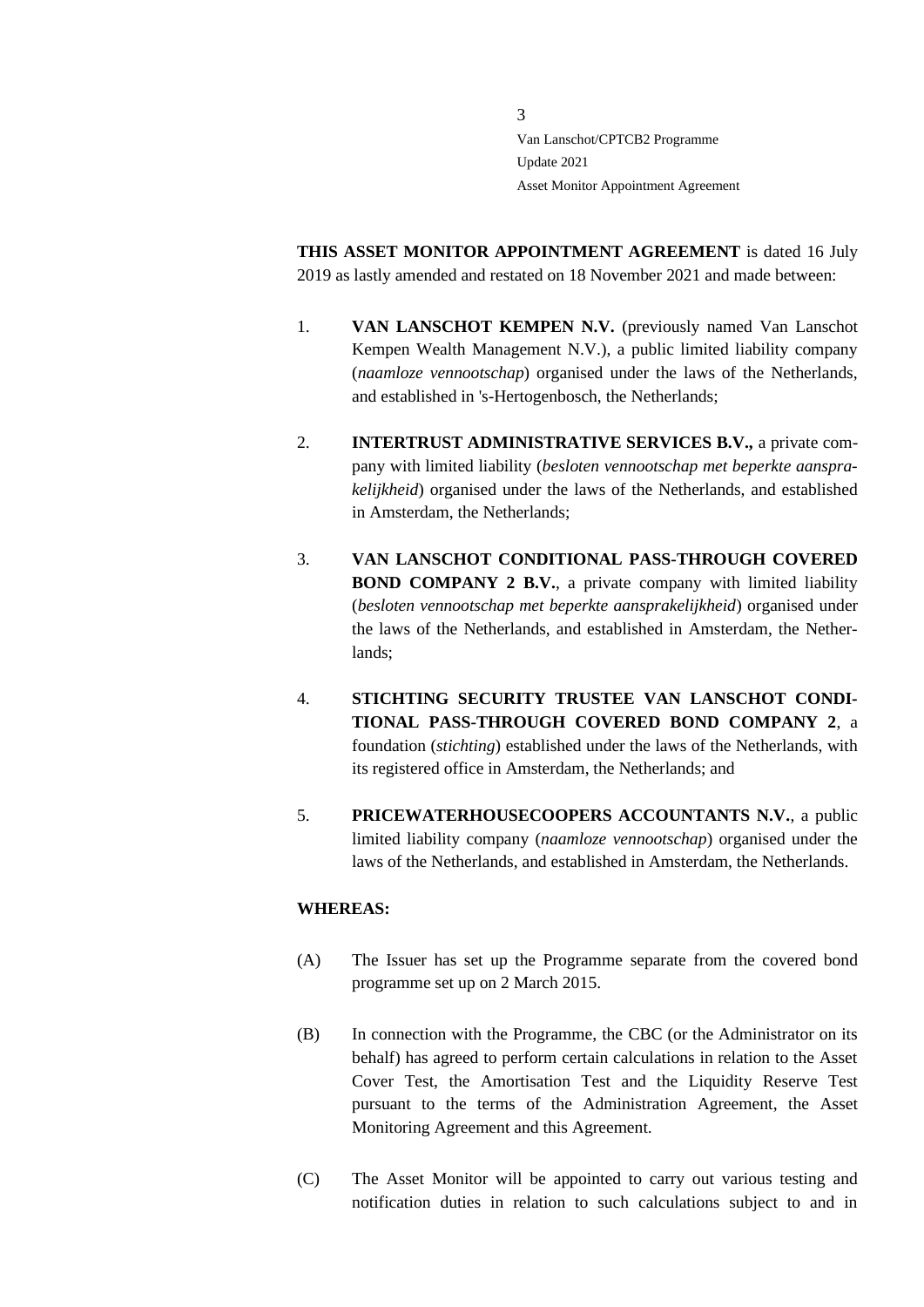**THIS ASSET MONITOR APPOINTMENT AGREEMENT** is dated 16 July 2019 as lastly amended and restated on 18 November 2021 and made between:

1. **VAN LANSCHOT KEMPEN N.V.** (previously named Van Lanschot Kempen Wealth Management N.V.), a public limited liability company (*naamloze vennootschap*) organised under the laws of the Netherlands, and established in 's-Hertogenbosch, the Netherlands;

2. **INTERTRUST ADMINISTRATIVE SERVICES B.V.,** a private company with limited liability (*besloten vennootschap met beperkte aansprakelijkheid*) organised under the laws of the Netherlands, and established in Amsterdam, the Netherlands;

3. **VAN LANSCHOT CONDITIONAL PASS-THROUGH COVERED BOND COMPANY 2 B.V.**, a private company with limited liability (*besloten vennootschap met beperkte aansprakelijkheid*) organised under the laws of the Netherlands, and established in Amsterdam, the Netherlands;

4. **STICHTING SECURITY TRUSTEE VAN LANSCHOT CONDITIONAL PASS-THROUGH COVERED BOND COMPANY 2**, a foundation (*stichting*) established under the laws of the Netherlands, with its registered office in Amsterdam, the Netherlands; and

5. **PRICEWATERHOUSECOOPERS ACCOUNTANTS N.V.**, a public limited liability company (*naamloze vennootschap*) organised under the laws of the Netherlands, and established in Amsterdam, the Netherlands.

**WHEREAS:**

(A) The Issuer has set up the Programme separate from the covered bond programme set up on 2 March 2015.

(B) In connection with the Programme, the CBC (or the Administrator on its behalf) has agreed to perform certain calculations in relation to the Asset Cover Test, the Amortisation Test and the Liquidity Reserve Test pursuant to the terms of the Administration Agreement, the Asset Monitoring Agreement and this Agreement.

(C) The Asset Monitor will be appointed to carry out various testing and notification duties in relation to such calculations subject to and in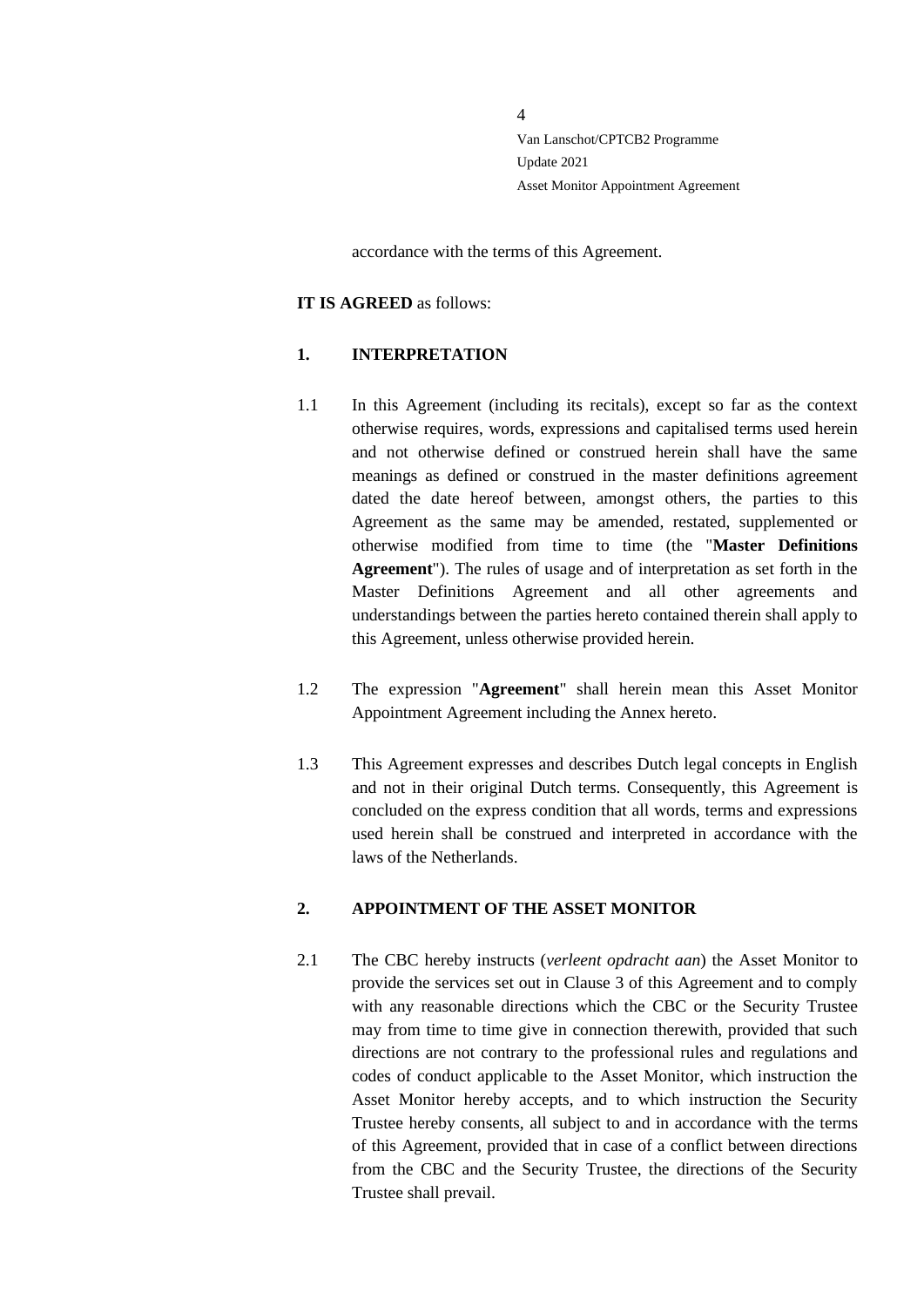accordance with the terms of this Agreement.

**IT IS AGREED** as follows:

## 1. INTERPRETATION

1.1 In this Agreement (including its recitals), except so far as the context otherwise requires, words, expressions and capitalised terms used herein and not otherwise defined or construed herein shall have the same meanings as defined or construed in the master definitions agreement dated the date hereof between, amongst others, the parties to this Agreement as the same may be amended, restated, supplemented or otherwise modified from time to time (the "**Master Definitions Agreement**"). The rules of usage and of interpretation as set forth in the Master Definitions Agreement and all other agreements and understandings between the parties hereto contained therein shall apply to this Agreement, unless otherwise provided herein.

1.2 The expression "**Agreement**" shall herein mean this Asset Monitor Appointment Agreement including the Annex hereto.

1.3 This Agreement expresses and describes Dutch legal concepts in English and not in their original Dutch terms. Consequently, this Agreement is concluded on the express condition that all words, terms and expressions used herein shall be construed and interpreted in accordance with the laws of the Netherlands.

## 2. APPOINTMENT OF THE ASSET MONITOR

2.1 The CBC hereby instructs (*verleent opdracht aan*) the Asset Monitor to provide the services set out in Clause 3 of this Agreement and to comply with any reasonable directions which the CBC or the Security Trustee may from time to time give in connection therewith, provided that such directions are not contrary to the professional rules and regulations and codes of conduct applicable to the Asset Monitor, which instruction the Asset Monitor hereby accepts, and to which instruction the Security Trustee hereby consents, all subject to and in accordance with the terms of this Agreement, provided that in case of a conflict between directions from the CBC and the Security Trustee, the directions of the Security Trustee shall prevail.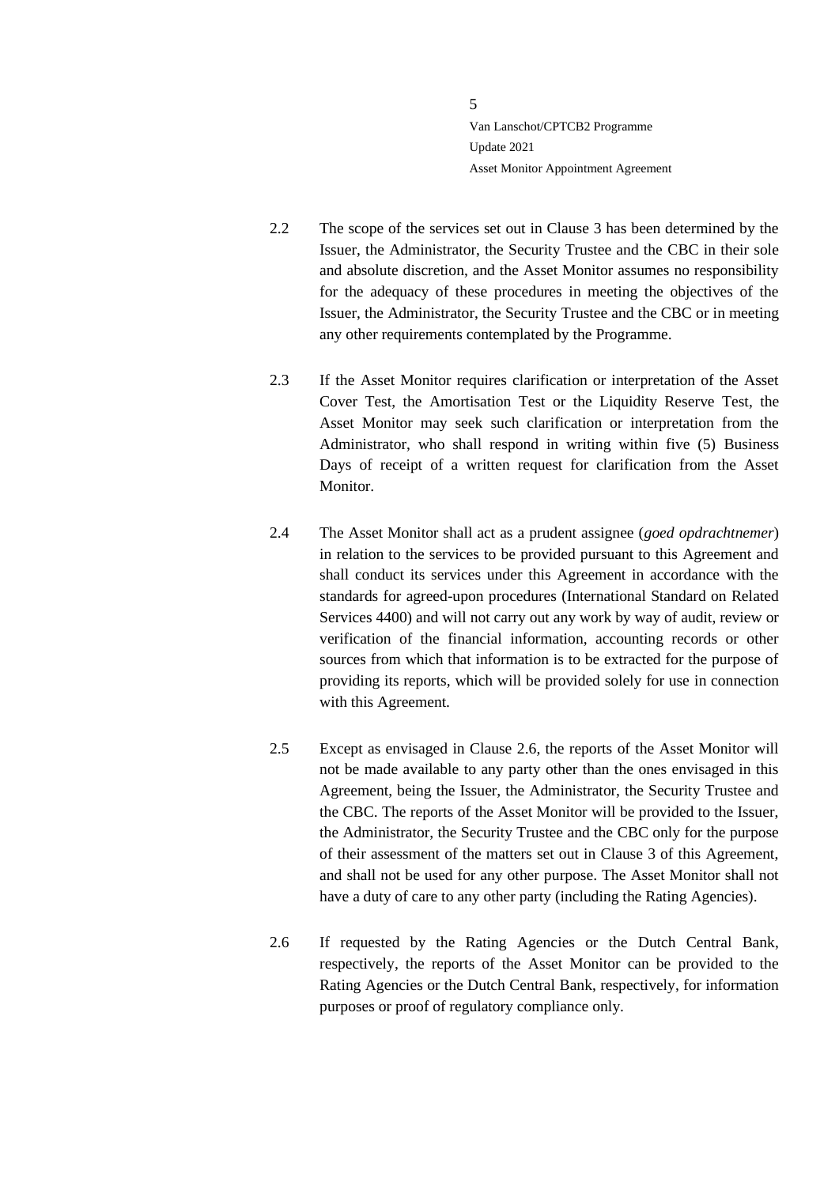2.2 The scope of the services set out in Clause 3 has been determined by the Issuer, the Administrator, the Security Trustee and the CBC in their sole and absolute discretion, and the Asset Monitor assumes no responsibility for the adequacy of these procedures in meeting the objectives of the Issuer, the Administrator, the Security Trustee and the CBC or in meeting any other requirements contemplated by the Programme.

2.3 If the Asset Monitor requires clarification or interpretation of the Asset Cover Test, the Amortisation Test or the Liquidity Reserve Test, the Asset Monitor may seek such clarification or interpretation from the Administrator, who shall respond in writing within five (5) Business Days of receipt of a written request for clarification from the Asset Monitor.

2.4 The Asset Monitor shall act as a prudent assignee (*goed opdrachtnemer*) in relation to the services to be provided pursuant to this Agreement and shall conduct its services under this Agreement in accordance with the standards for agreed-upon procedures (International Standard on Related Services 4400) and will not carry out any work by way of audit, review or verification of the financial information, accounting records or other sources from which that information is to be extracted for the purpose of providing its reports, which will be provided solely for use in connection with this Agreement.

2.5 Except as envisaged in Clause 2.6, the reports of the Asset Monitor will not be made available to any party other than the ones envisaged in this Agreement, being the Issuer, the Administrator, the Security Trustee and the CBC. The reports of the Asset Monitor will be provided to the Issuer, the Administrator, the Security Trustee and the CBC only for the purpose of their assessment of the matters set out in Clause 3 of this Agreement, and shall not be used for any other purpose. The Asset Monitor shall not have a duty of care to any other party (including the Rating Agencies).

2.6 If requested by the Rating Agencies or the Dutch Central Bank, respectively, the reports of the Asset Monitor can be provided to the Rating Agencies or the Dutch Central Bank, respectively, for information purposes or proof of regulatory compliance only.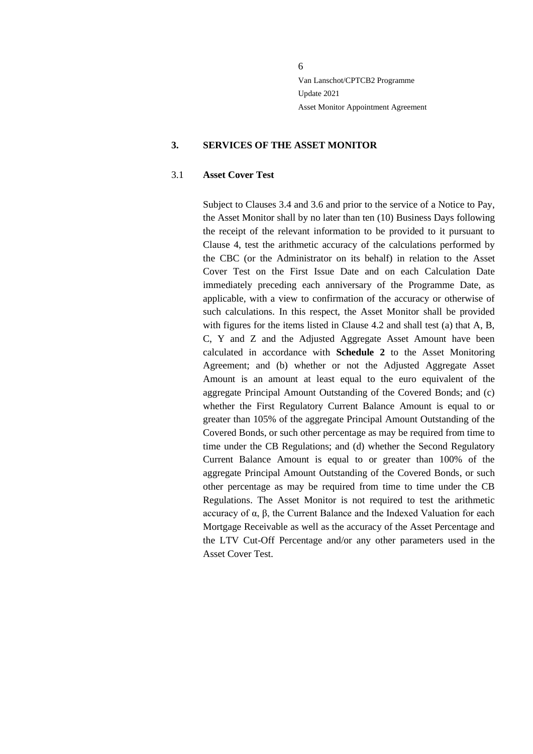## 3. SERVICES OF THE ASSET MONITOR

### 3.1 Asset Cover Test

Subject to Clauses 3.4 and 3.6 and prior to the service of a Notice to Pay, the Asset Monitor shall by no later than ten (10) Business Days following the receipt of the relevant information to be provided to it pursuant to Clause 4, test the arithmetic accuracy of the calculations performed by the CBC (or the Administrator on its behalf) in relation to the Asset Cover Test on the First Issue Date and on each Calculation Date immediately preceding each anniversary of the Programme Date, as applicable, with a view to confirmation of the accuracy or otherwise of such calculations. In this respect, the Asset Monitor shall be provided with figures for the items listed in Clause 4.2 and shall test (a) that A, B, C, Y and Z and the Adjusted Aggregate Asset Amount have been calculated in accordance with **Schedule 2** to the Asset Monitoring Agreement; and (b) whether or not the Adjusted Aggregate Asset Amount is an amount at least equal to the euro equivalent of the aggregate Principal Amount Outstanding of the Covered Bonds; and (c) whether the First Regulatory Current Balance Amount is equal to or greater than 105% of the aggregate Principal Amount Outstanding of the Covered Bonds, or such other percentage as may be required from time to time under the CB Regulations; and (d) whether the Second Regulatory Current Balance Amount is equal to or greater than 100% of the aggregate Principal Amount Outstanding of the Covered Bonds, or such other percentage as may be required from time to time under the CB Regulations. The Asset Monitor is not required to test the arithmetic accuracy of $\alpha$, $\beta$, the Current Balance and the Indexed Valuation for each Mortgage Receivable as well as the accuracy of the Asset Percentage and the LTV Cut-Off Percentage and/or any other parameters used in the Asset Cover Test.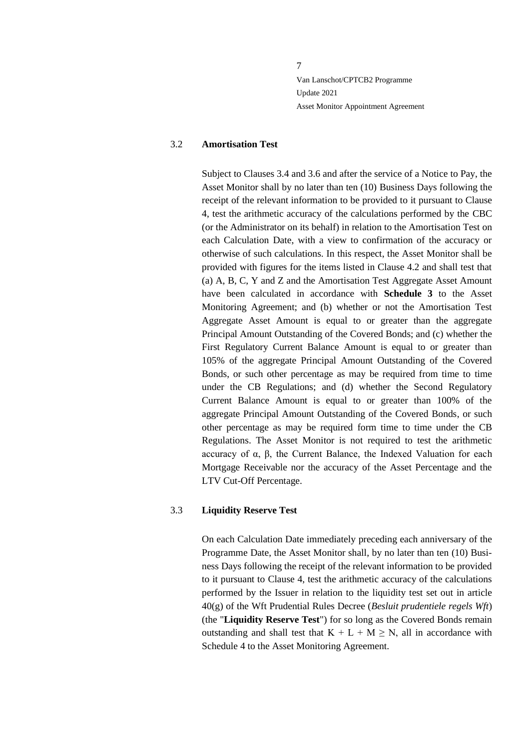### 3.2 Amortisation Test

Subject to Clauses 3.4 and 3.6 and after the service of a Notice to Pay, the Asset Monitor shall by no later than ten (10) Business Days following the receipt of the relevant information to be provided to it pursuant to Clause 4, test the arithmetic accuracy of the calculations performed by the CBC (or the Administrator on its behalf) in relation to the Amortisation Test on each Calculation Date, with a view to confirmation of the accuracy or otherwise of such calculations. In this respect, the Asset Monitor shall be provided with figures for the items listed in Clause 4.2 and shall test that (a) A, B, C, Y and Z and the Amortisation Test Aggregate Asset Amount have been calculated in accordance with **Schedule 3** to the Asset Monitoring Agreement; and (b) whether or not the Amortisation Test Aggregate Asset Amount is equal to or greater than the aggregate Principal Amount Outstanding of the Covered Bonds; and (c) whether the First Regulatory Current Balance Amount is equal to or greater than 105% of the aggregate Principal Amount Outstanding of the Covered Bonds, or such other percentage as may be required from time to time under the CB Regulations; and (d) whether the Second Regulatory Current Balance Amount is equal to or greater than 100% of the aggregate Principal Amount Outstanding of the Covered Bonds, or such other percentage as may be required form time to time under the CB Regulations. The Asset Monitor is not required to test the arithmetic accuracy of α, β, the Current Balance, the Indexed Valuation for each Mortgage Receivable nor the accuracy of the Asset Percentage and the LTV Cut-Off Percentage.

### 3.3 Liquidity Reserve Test

On each Calculation Date immediately preceding each anniversary of the Programme Date, the Asset Monitor shall, by no later than ten (10) Business Days following the receipt of the relevant information to be provided to it pursuant to Clause 4, test the arithmetic accuracy of the calculations performed by the Issuer in relation to the liquidity test set out in article 40(g) of the Wft Prudential Rules Decree (*Besluit prudentiele regels Wft*) (the "**Liquidity Reserve Test**") for so long as the Covered Bonds remain outstanding and shall test that $K + L + M \geq N$, all in accordance with Schedule 4 to the Asset Monitoring Agreement.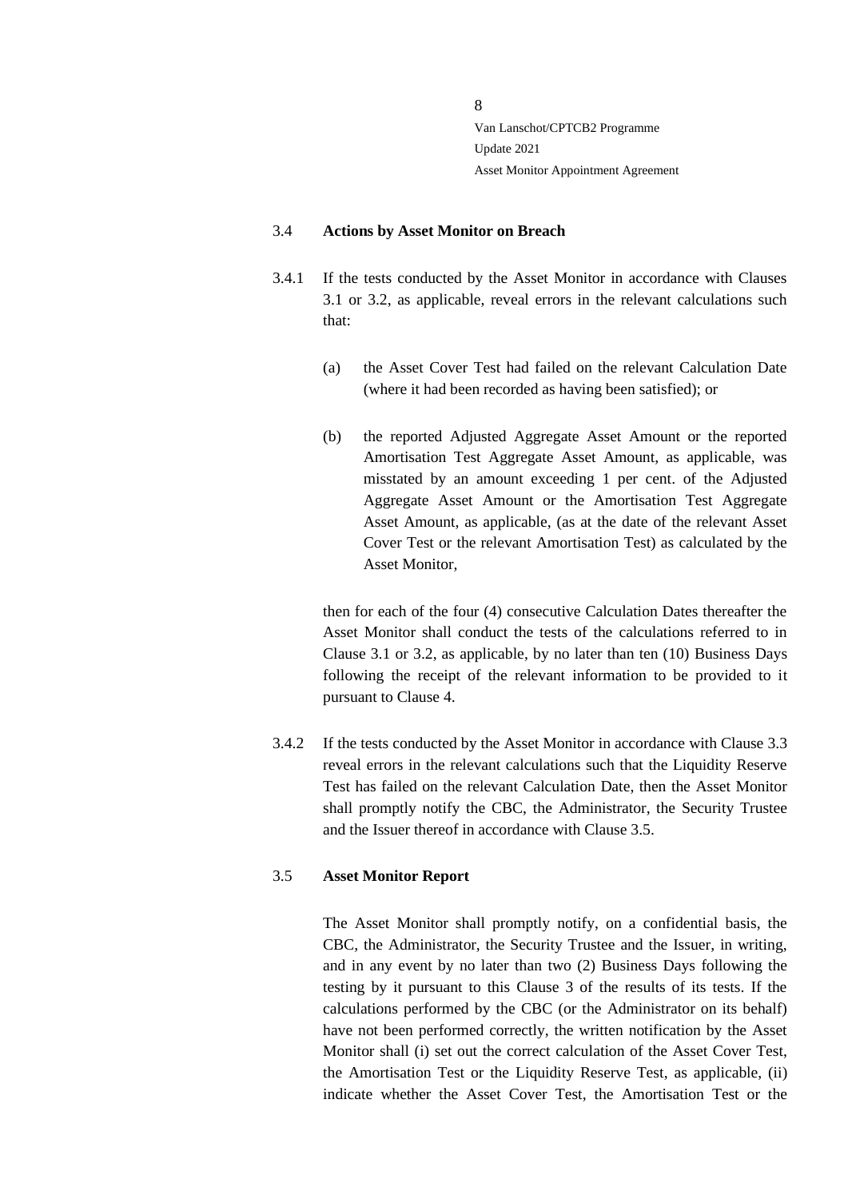### 3.4 **Actions by Asset Monitor on Breach**

3.4.1 If the tests conducted by the Asset Monitor in accordance with Clauses 3.1 or 3.2, as applicable, reveal errors in the relevant calculations such that:

(a) the Asset Cover Test had failed on the relevant Calculation Date (where it had been recorded as having been satisfied); or

(b) the reported Adjusted Aggregate Asset Amount or the reported Amortisation Test Aggregate Asset Amount, as applicable, was misstated by an amount exceeding 1 per cent. of the Adjusted Aggregate Asset Amount or the Amortisation Test Aggregate Asset Amount, as applicable, (as at the date of the relevant Asset Cover Test or the relevant Amortisation Test) as calculated by the Asset Monitor,

then for each of the four (4) consecutive Calculation Dates thereafter the Asset Monitor shall conduct the tests of the calculations referred to in Clause 3.1 or 3.2, as applicable, by no later than ten (10) Business Days following the receipt of the relevant information to be provided to it pursuant to Clause 4.

3.4.2 If the tests conducted by the Asset Monitor in accordance with Clause 3.3 reveal errors in the relevant calculations such that the Liquidity Reserve Test has failed on the relevant Calculation Date, then the Asset Monitor shall promptly notify the CBC, the Administrator, the Security Trustee and the Issuer thereof in accordance with Clause 3.5.

### 3.5 **Asset Monitor Report**

The Asset Monitor shall promptly notify, on a confidential basis, the CBC, the Administrator, the Security Trustee and the Issuer, in writing, and in any event by no later than two (2) Business Days following the testing by it pursuant to this Clause 3 of the results of its tests. If the calculations performed by the CBC (or the Administrator on its behalf) have not been performed correctly, the written notification by the Asset Monitor shall (i) set out the correct calculation of the Asset Cover Test, the Amortisation Test or the Liquidity Reserve Test, as applicable, (ii) indicate whether the Asset Cover Test, the Amortisation Test or the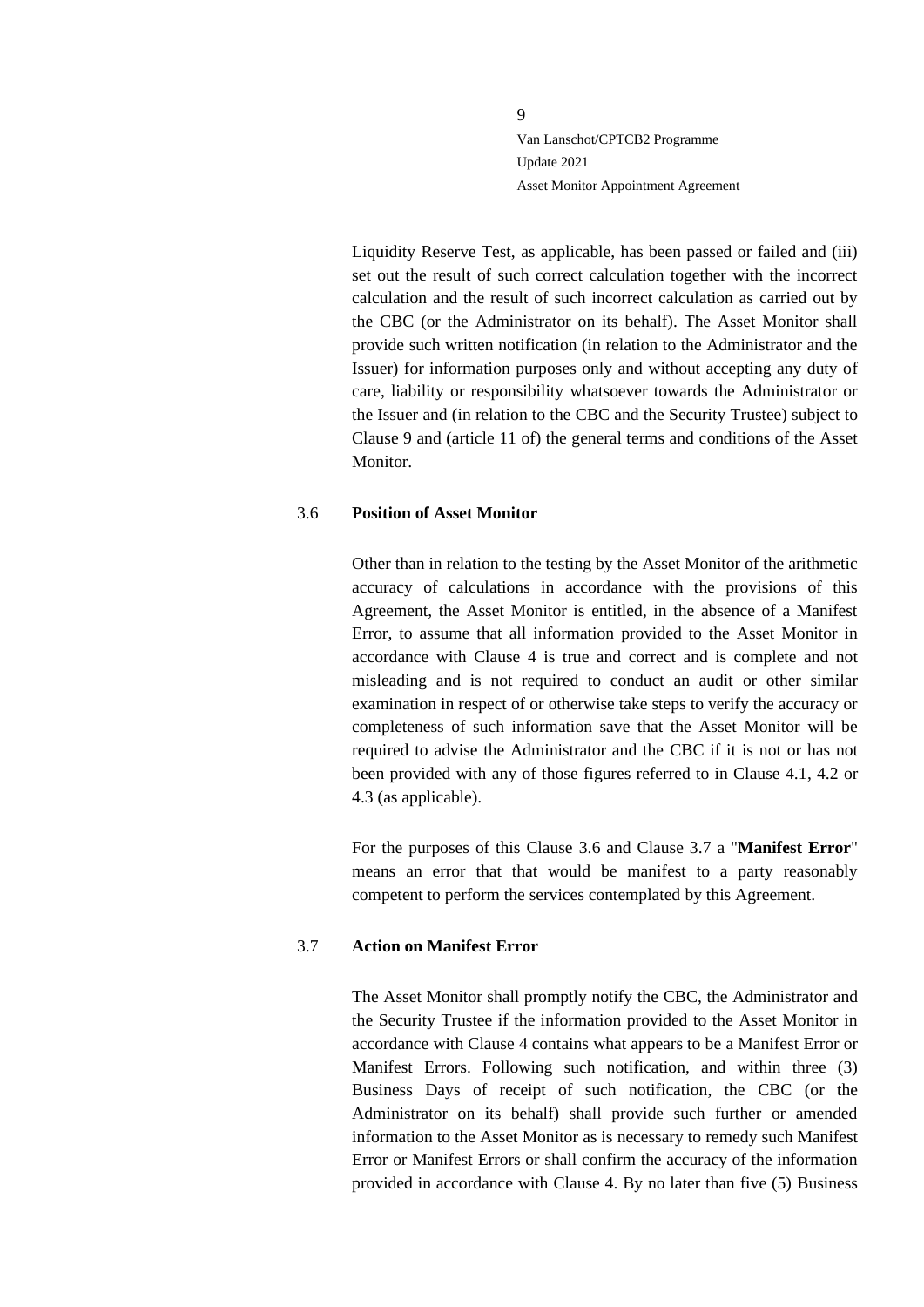Liquidity Reserve Test, as applicable, has been passed or failed and (iii) set out the result of such correct calculation together with the incorrect calculation and the result of such incorrect calculation as carried out by the CBC (or the Administrator on its behalf). The Asset Monitor shall provide such written notification (in relation to the Administrator and the Issuer) for information purposes only and without accepting any duty of care, liability or responsibility whatsoever towards the Administrator or the Issuer and (in relation to the CBC and the Security Trustee) subject to Clause 9 and (article 11 of) the general terms and conditions of the Asset Monitor.

3.6 **Position of Asset Monitor**

Other than in relation to the testing by the Asset Monitor of the arithmetic accuracy of calculations in accordance with the provisions of this Agreement, the Asset Monitor is entitled, in the absence of a Manifest Error, to assume that all information provided to the Asset Monitor in accordance with Clause 4 is true and correct and is complete and not misleading and is not required to conduct an audit or other similar examination in respect of or otherwise take steps to verify the accuracy or completeness of such information save that the Asset Monitor will be required to advise the Administrator and the CBC if it is not or has not been provided with any of those figures referred to in Clause 4.1, 4.2 or 4.3 (as applicable).

For the purposes of this Clause 3.6 and Clause 3.7 a "**Manifest Error**" means an error that that would be manifest to a party reasonably competent to perform the services contemplated by this Agreement.

3.7 **Action on Manifest Error**

The Asset Monitor shall promptly notify the CBC, the Administrator and the Security Trustee if the information provided to the Asset Monitor in accordance with Clause 4 contains what appears to be a Manifest Error or Manifest Errors. Following such notification, and within three (3) Business Days of receipt of such notification, the CBC (or the Administrator on its behalf) shall provide such further or amended information to the Asset Monitor as is necessary to remedy such Manifest Error or Manifest Errors or shall confirm the accuracy of the information provided in accordance with Clause 4. By no later than five (5) Business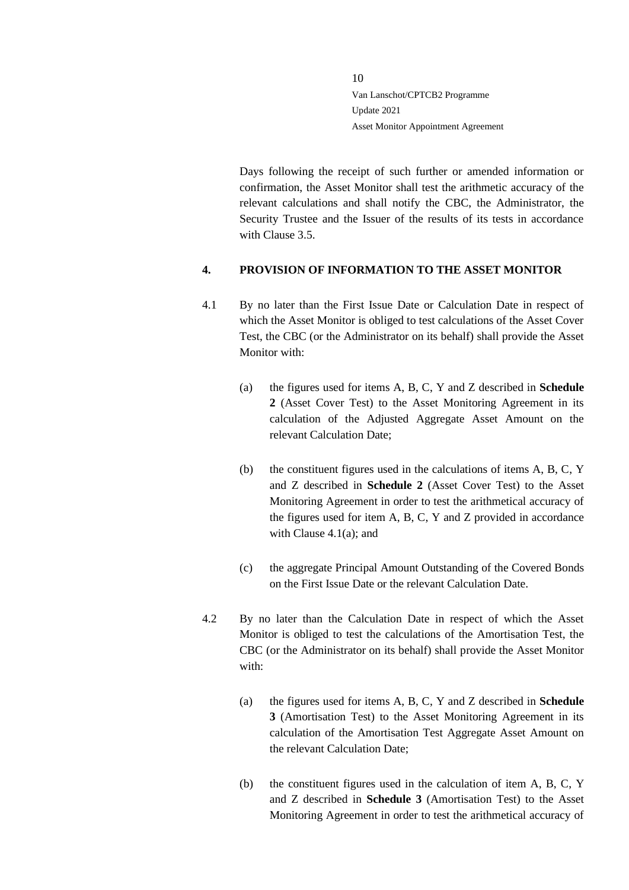Days following the receipt of such further or amended information or confirmation, the Asset Monitor shall test the arithmetic accuracy of the relevant calculations and shall notify the CBC, the Administrator, the Security Trustee and the Issuer of the results of its tests in accordance with Clause 3.5.

## 4. PROVISION OF INFORMATION TO THE ASSET MONITOR

4.1 By no later than the First Issue Date or Calculation Date in respect of which the Asset Monitor is obliged to test calculations of the Asset Cover Test, the CBC (or the Administrator on its behalf) shall provide the Asset Monitor with:

(a) the figures used for items A, B, C, Y and Z described in **Schedule 2** (Asset Cover Test) to the Asset Monitoring Agreement in its calculation of the Adjusted Aggregate Asset Amount on the relevant Calculation Date;

(b) the constituent figures used in the calculations of items A, B, C, Y and Z described in **Schedule 2** (Asset Cover Test) to the Asset Monitoring Agreement in order to test the arithmetical accuracy of the figures used for item A, B, C, Y and Z provided in accordance with Clause 4.1(a); and

(c) the aggregate Principal Amount Outstanding of the Covered Bonds on the First Issue Date or the relevant Calculation Date.

4.2 By no later than the Calculation Date in respect of which the Asset Monitor is obliged to test the calculations of the Amortisation Test, the CBC (or the Administrator on its behalf) shall provide the Asset Monitor with:

(a) the figures used for items A, B, C, Y and Z described in **Schedule 3** (Amortisation Test) to the Asset Monitoring Agreement in its calculation of the Amortisation Test Aggregate Asset Amount on the relevant Calculation Date;

(b) the constituent figures used in the calculation of item A, B, C, Y and Z described in **Schedule 3** (Amortisation Test) to the Asset Monitoring Agreement in order to test the arithmetical accuracy of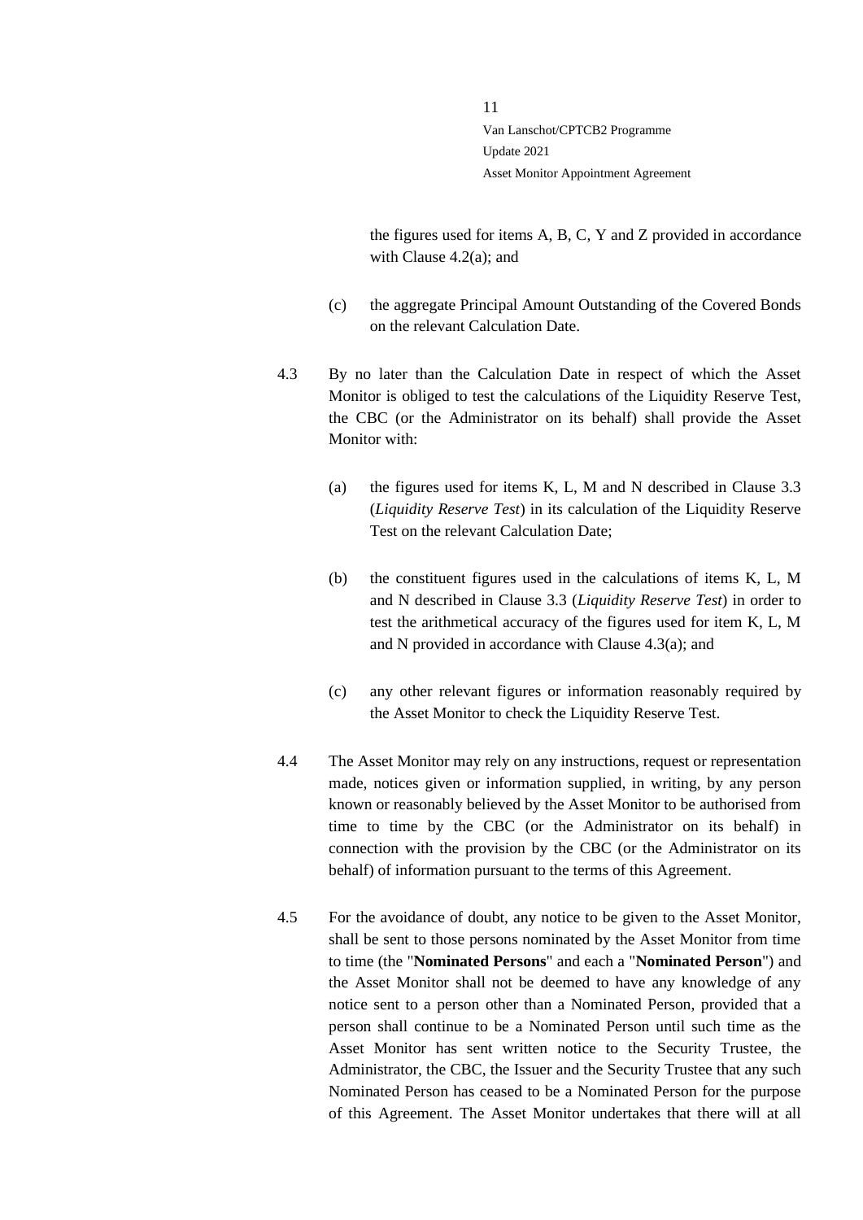the figures used for items A, B, C, Y and Z provided in accordance with Clause 4.2(a); and

(c) the aggregate Principal Amount Outstanding of the Covered Bonds on the relevant Calculation Date.

4.3 By no later than the Calculation Date in respect of which the Asset Monitor is obliged to test the calculations of the Liquidity Reserve Test, the CBC (or the Administrator on its behalf) shall provide the Asset Monitor with:

(a) the figures used for items K, L, M and N described in Clause 3.3 (*Liquidity Reserve Test*) in its calculation of the Liquidity Reserve Test on the relevant Calculation Date;

(b) the constituent figures used in the calculations of items K, L, M and N described in Clause 3.3 (*Liquidity Reserve Test*) in order to test the arithmetical accuracy of the figures used for item K, L, M and N provided in accordance with Clause 4.3(a); and

(c) any other relevant figures or information reasonably required by the Asset Monitor to check the Liquidity Reserve Test.

4.4 The Asset Monitor may rely on any instructions, request or representation made, notices given or information supplied, in writing, by any person known or reasonably believed by the Asset Monitor to be authorised from time to time by the CBC (or the Administrator on its behalf) in connection with the provision by the CBC (or the Administrator on its behalf) of information pursuant to the terms of this Agreement.

4.5 For the avoidance of doubt, any notice to be given to the Asset Monitor, shall be sent to those persons nominated by the Asset Monitor from time to time (the "**Nominated Persons**" and each a "**Nominated Person**") and the Asset Monitor shall not be deemed to have any knowledge of any notice sent to a person other than a Nominated Person, provided that a person shall continue to be a Nominated Person until such time as the Asset Monitor has sent written notice to the Security Trustee, the Administrator, the CBC, the Issuer and the Security Trustee that any such Nominated Person has ceased to be a Nominated Person for the purpose of this Agreement. The Asset Monitor undertakes that there will at all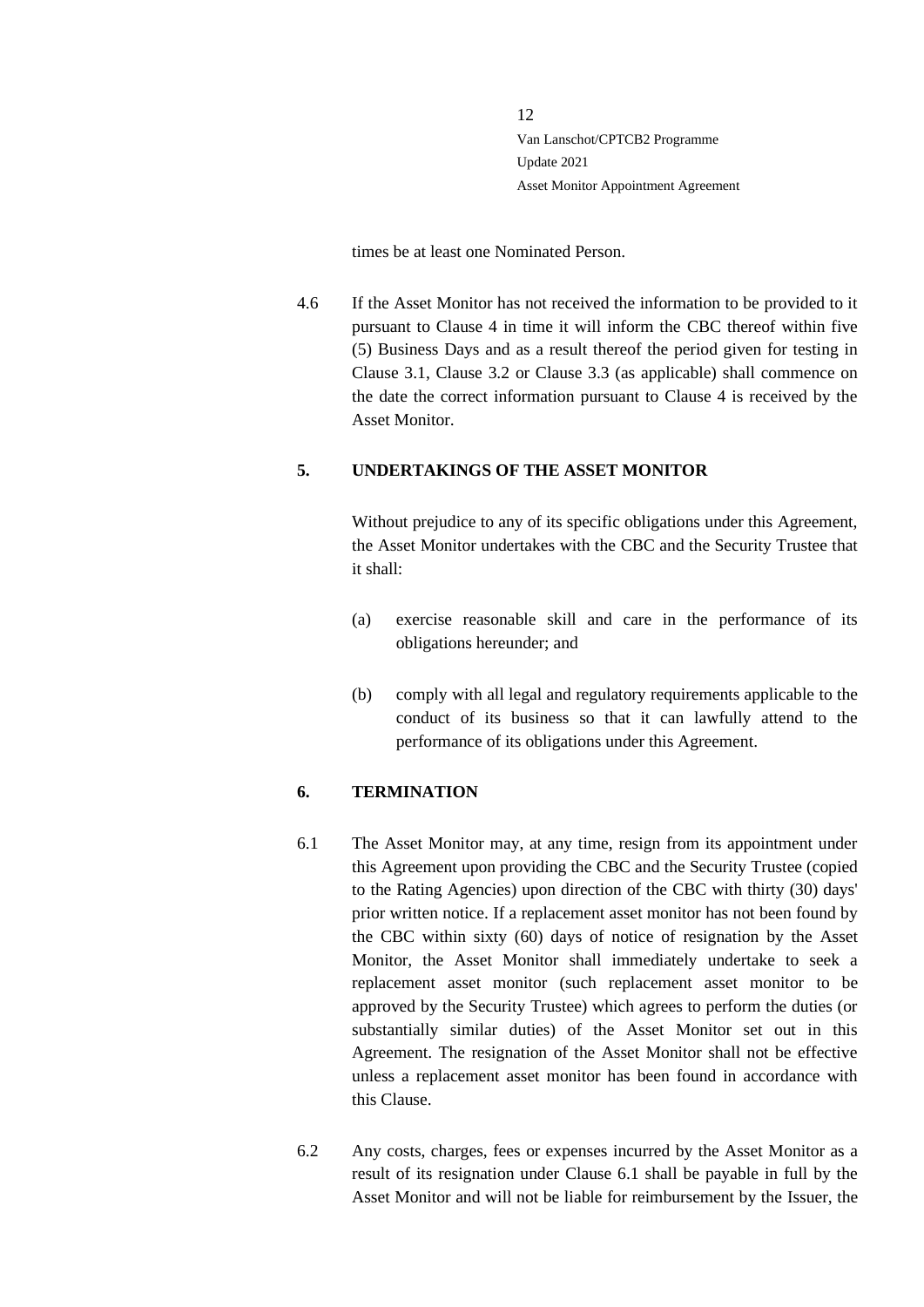times be at least one Nominated Person.

4.6 If the Asset Monitor has not received the information to be provided to it pursuant to Clause 4 in time it will inform the CBC thereof within five (5) Business Days and as a result thereof the period given for testing in Clause 3.1, Clause 3.2 or Clause 3.3 (as applicable) shall commence on the date the correct information pursuant to Clause 4 is received by the Asset Monitor.

## 5. UNDERTAKINGS OF THE ASSET MONITOR

Without prejudice to any of its specific obligations under this Agreement, the Asset Monitor undertakes with the CBC and the Security Trustee that it shall:

(a) exercise reasonable skill and care in the performance of its obligations hereunder; and

(b) comply with all legal and regulatory requirements applicable to the conduct of its business so that it can lawfully attend to the performance of its obligations under this Agreement.

## 6. TERMINATION

6.1 The Asset Monitor may, at any time, resign from its appointment under this Agreement upon providing the CBC and the Security Trustee (copied to the Rating Agencies) upon direction of the CBC with thirty (30) days' prior written notice. If a replacement asset monitor has not been found by the CBC within sixty (60) days of notice of resignation by the Asset Monitor, the Asset Monitor shall immediately undertake to seek a replacement asset monitor (such replacement asset monitor to be approved by the Security Trustee) which agrees to perform the duties (or substantially similar duties) of the Asset Monitor set out in this Agreement. The resignation of the Asset Monitor shall not be effective unless a replacement asset monitor has been found in accordance with this Clause.

6.2 Any costs, charges, fees or expenses incurred by the Asset Monitor as a result of its resignation under Clause 6.1 shall be payable in full by the Asset Monitor and will not be liable for reimbursement by the Issuer, the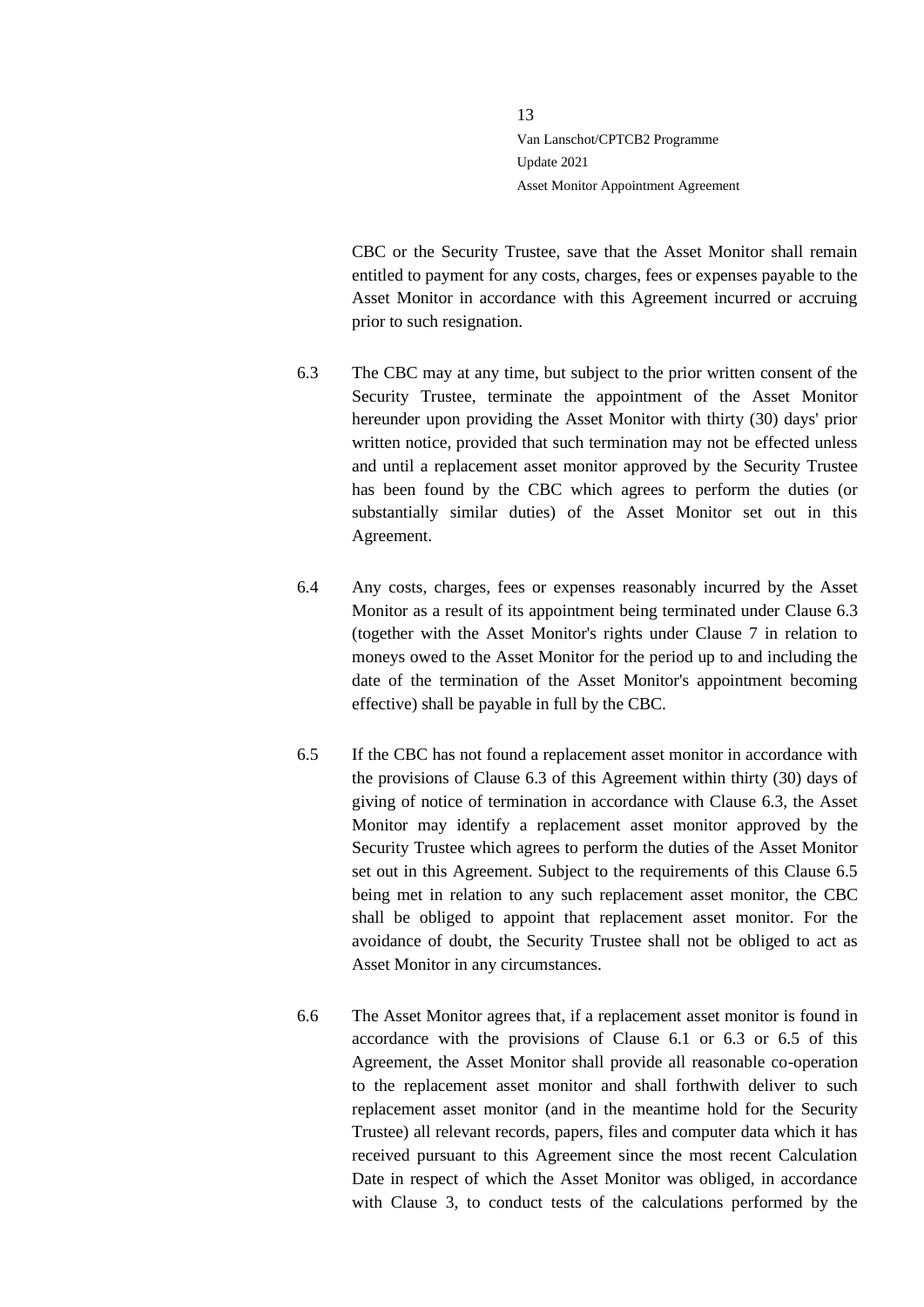CBC or the Security Trustee, save that the Asset Monitor shall remain entitled to payment for any costs, charges, fees or expenses payable to the Asset Monitor in accordance with this Agreement incurred or accruing prior to such resignation.

6.3 The CBC may at any time, but subject to the prior written consent of the Security Trustee, terminate the appointment of the Asset Monitor hereunder upon providing the Asset Monitor with thirty (30) days' prior written notice, provided that such termination may not be effected unless and until a replacement asset monitor approved by the Security Trustee has been found by the CBC which agrees to perform the duties (or substantially similar duties) of the Asset Monitor set out in this Agreement.

6.4 Any costs, charges, fees or expenses reasonably incurred by the Asset Monitor as a result of its appointment being terminated under Clause 6.3 (together with the Asset Monitor's rights under Clause 7 in relation to moneys owed to the Asset Monitor for the period up to and including the date of the termination of the Asset Monitor's appointment becoming effective) shall be payable in full by the CBC.

6.5 If the CBC has not found a replacement asset monitor in accordance with the provisions of Clause 6.3 of this Agreement within thirty (30) days of giving of notice of termination in accordance with Clause 6.3, the Asset Monitor may identify a replacement asset monitor approved by the Security Trustee which agrees to perform the duties of the Asset Monitor set out in this Agreement. Subject to the requirements of this Clause 6.5 being met in relation to any such replacement asset monitor, the CBC shall be obliged to appoint that replacement asset monitor. For the avoidance of doubt, the Security Trustee shall not be obliged to act as Asset Monitor in any circumstances.

6.6 The Asset Monitor agrees that, if a replacement asset monitor is found in accordance with the provisions of Clause 6.1 or 6.3 or 6.5 of this Agreement, the Asset Monitor shall provide all reasonable co-operation to the replacement asset monitor and shall forthwith deliver to such replacement asset monitor (and in the meantime hold for the Security Trustee) all relevant records, papers, files and computer data which it has received pursuant to this Agreement since the most recent Calculation Date in respect of which the Asset Monitor was obliged, in accordance with Clause 3, to conduct tests of the calculations performed by the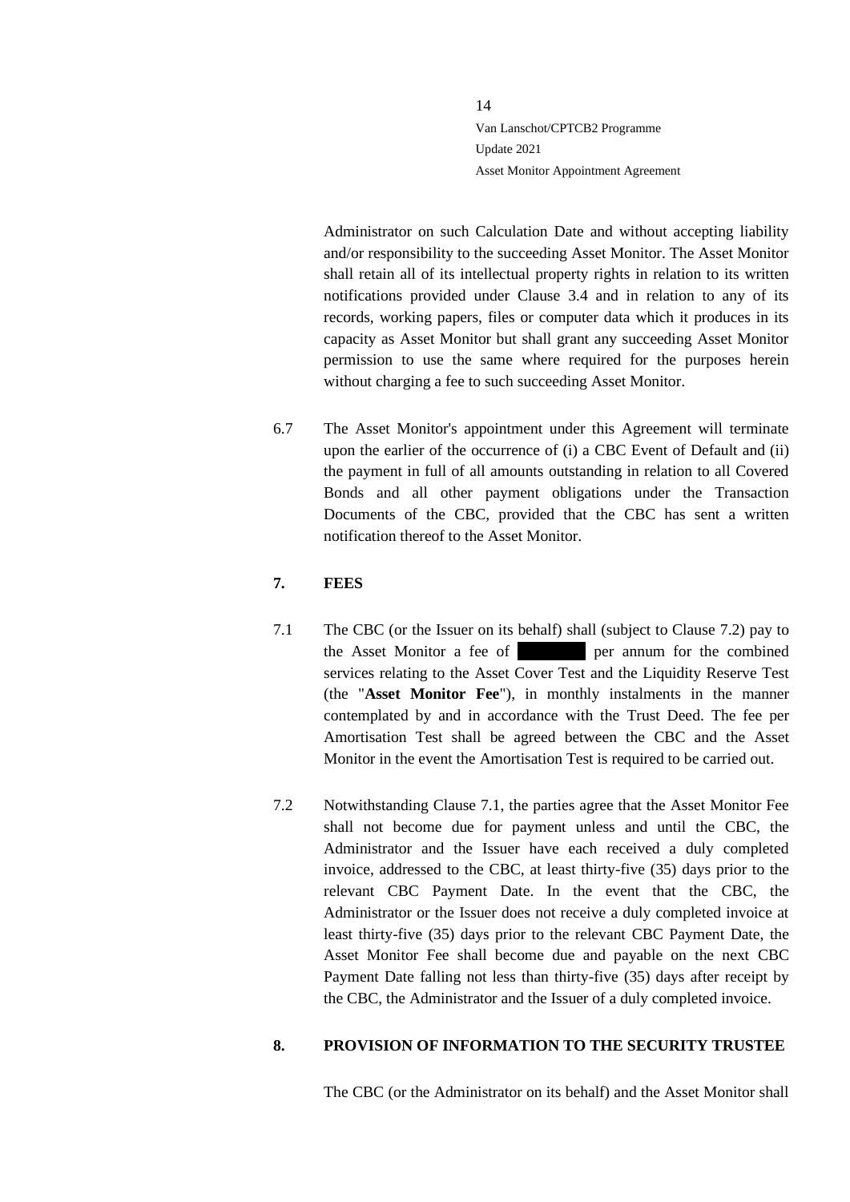Administrator on such Calculation Date and without accepting liability and/or responsibility to the succeeding Asset Monitor. The Asset Monitor shall retain all of its intellectual property rights in relation to its written notifications provided under Clause 3.4 and in relation to any of its records, working papers, files or computer data which it produces in its capacity as Asset Monitor but shall grant any succeeding Asset Monitor permission to use the same where required for the purposes herein without charging a fee to such succeeding Asset Monitor.

6.7 The Asset Monitor's appointment under this Agreement will terminate upon the earlier of the occurrence of (i) a CBC Event of Default and (ii) the payment in full of all amounts outstanding in relation to all Covered Bonds and all other payment obligations under the Transaction Documents of the CBC, provided that the CBC has sent a written notification thereof to the Asset Monitor.

## 7. FEES

7.1 The CBC (or the Issuer on its behalf) shall (subject to Clause 7.2) pay to the Asset Monitor a fee of ██████ per annum for the combined services relating to the Asset Cover Test and the Liquidity Reserve Test (the "**Asset Monitor Fee**"), in monthly instalments in the manner contemplated by and in accordance with the Trust Deed. The fee per Amortisation Test shall be agreed between the CBC and the Asset Monitor in the event the Amortisation Test is required to be carried out.

7.2 Notwithstanding Clause 7.1, the parties agree that the Asset Monitor Fee shall not become due for payment unless and until the CBC, the Administrator and the Issuer have each received a duly completed invoice, addressed to the CBC, at least thirty-five (35) days prior to the relevant CBC Payment Date. In the event that the CBC, the Administrator or the Issuer does not receive a duly completed invoice at least thirty-five (35) days prior to the relevant CBC Payment Date, the Asset Monitor Fee shall become due and payable on the next CBC Payment Date falling not less than thirty-five (35) days after receipt by the CBC, the Administrator and the Issuer of a duly completed invoice.

## 8. PROVISION OF INFORMATION TO THE SECURITY TRUSTEE

The CBC (or the Administrator on its behalf) and the Asset Monitor shall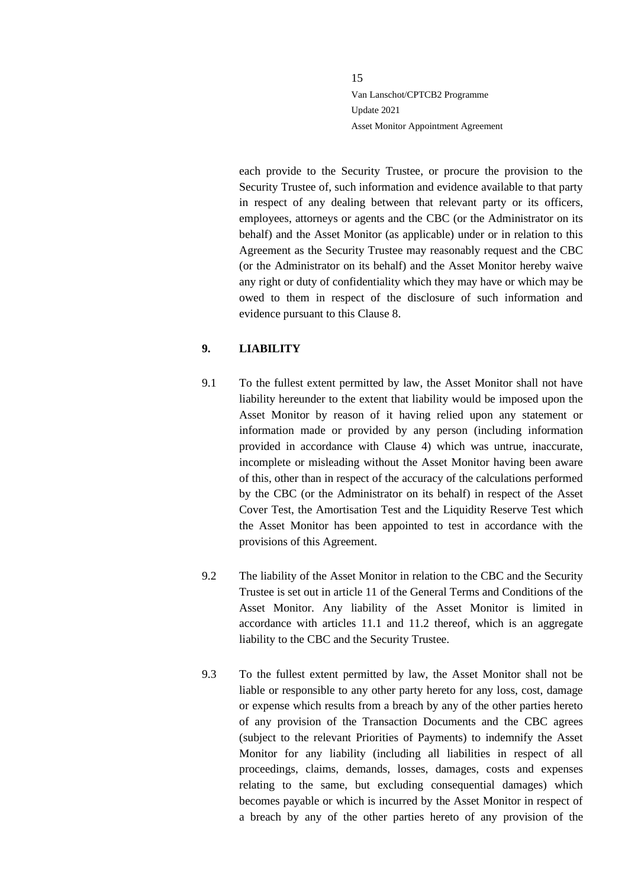each provide to the Security Trustee, or procure the provision to the Security Trustee of, such information and evidence available to that party in respect of any dealing between that relevant party or its officers, employees, attorneys or agents and the CBC (or the Administrator on its behalf) and the Asset Monitor (as applicable) under or in relation to this Agreement as the Security Trustee may reasonably request and the CBC (or the Administrator on its behalf) and the Asset Monitor hereby waive any right or duty of confidentiality which they may have or which may be owed to them in respect of the disclosure of such information and evidence pursuant to this Clause 8.

## 9. LIABILITY

9.1 To the fullest extent permitted by law, the Asset Monitor shall not have liability hereunder to the extent that liability would be imposed upon the Asset Monitor by reason of it having relied upon any statement or information made or provided by any person (including information provided in accordance with Clause 4) which was untrue, inaccurate, incomplete or misleading without the Asset Monitor having been aware of this, other than in respect of the accuracy of the calculations performed by the CBC (or the Administrator on its behalf) in respect of the Asset Cover Test, the Amortisation Test and the Liquidity Reserve Test which the Asset Monitor has been appointed to test in accordance with the provisions of this Agreement.

9.2 The liability of the Asset Monitor in relation to the CBC and the Security Trustee is set out in article 11 of the General Terms and Conditions of the Asset Monitor. Any liability of the Asset Monitor is limited in accordance with articles 11.1 and 11.2 thereof, which is an aggregate liability to the CBC and the Security Trustee.

9.3 To the fullest extent permitted by law, the Asset Monitor shall not be liable or responsible to any other party hereto for any loss, cost, damage or expense which results from a breach by any of the other parties hereto of any provision of the Transaction Documents and the CBC agrees (subject to the relevant Priorities of Payments) to indemnify the Asset Monitor for any liability (including all liabilities in respect of all proceedings, claims, demands, losses, damages, costs and expenses relating to the same, but excluding consequential damages) which becomes payable or which is incurred by the Asset Monitor in respect of a breach by any of the other parties hereto of any provision of the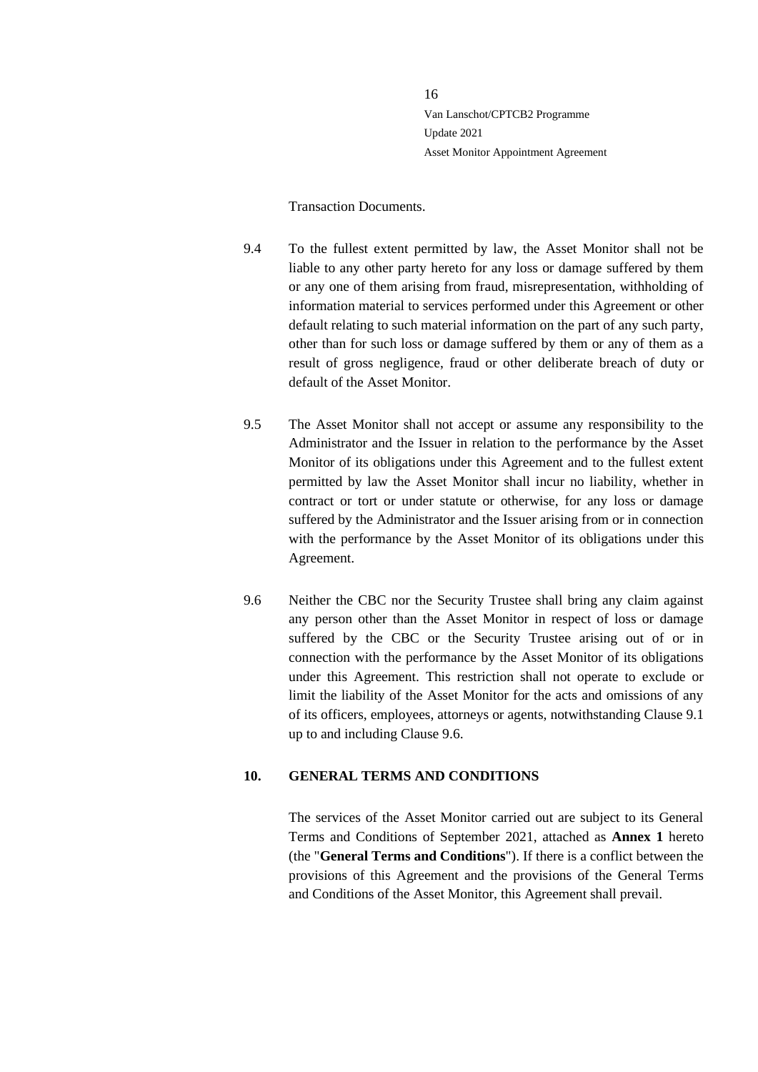Transaction Documents.

9.4 To the fullest extent permitted by law, the Asset Monitor shall not be liable to any other party hereto for any loss or damage suffered by them or any one of them arising from fraud, misrepresentation, withholding of information material to services performed under this Agreement or other default relating to such material information on the part of any such party, other than for such loss or damage suffered by them or any of them as a result of gross negligence, fraud or other deliberate breach of duty or default of the Asset Monitor.

9.5 The Asset Monitor shall not accept or assume any responsibility to the Administrator and the Issuer in relation to the performance by the Asset Monitor of its obligations under this Agreement and to the fullest extent permitted by law the Asset Monitor shall incur no liability, whether in contract or tort or under statute or otherwise, for any loss or damage suffered by the Administrator and the Issuer arising from or in connection with the performance by the Asset Monitor of its obligations under this Agreement.

9.6 Neither the CBC nor the Security Trustee shall bring any claim against any person other than the Asset Monitor in respect of loss or damage suffered by the CBC or the Security Trustee arising out of or in connection with the performance by the Asset Monitor of its obligations under this Agreement. This restriction shall not operate to exclude or limit the liability of the Asset Monitor for the acts and omissions of any of its officers, employees, attorneys or agents, notwithstanding Clause 9.1 up to and including Clause 9.6.

## 10. GENERAL TERMS AND CONDITIONS

The services of the Asset Monitor carried out are subject to its General Terms and Conditions of September 2021, attached as **Annex 1** hereto (the "**General Terms and Conditions**"). If there is a conflict between the provisions of this Agreement and the provisions of the General Terms and Conditions of the Asset Monitor, this Agreement shall prevail.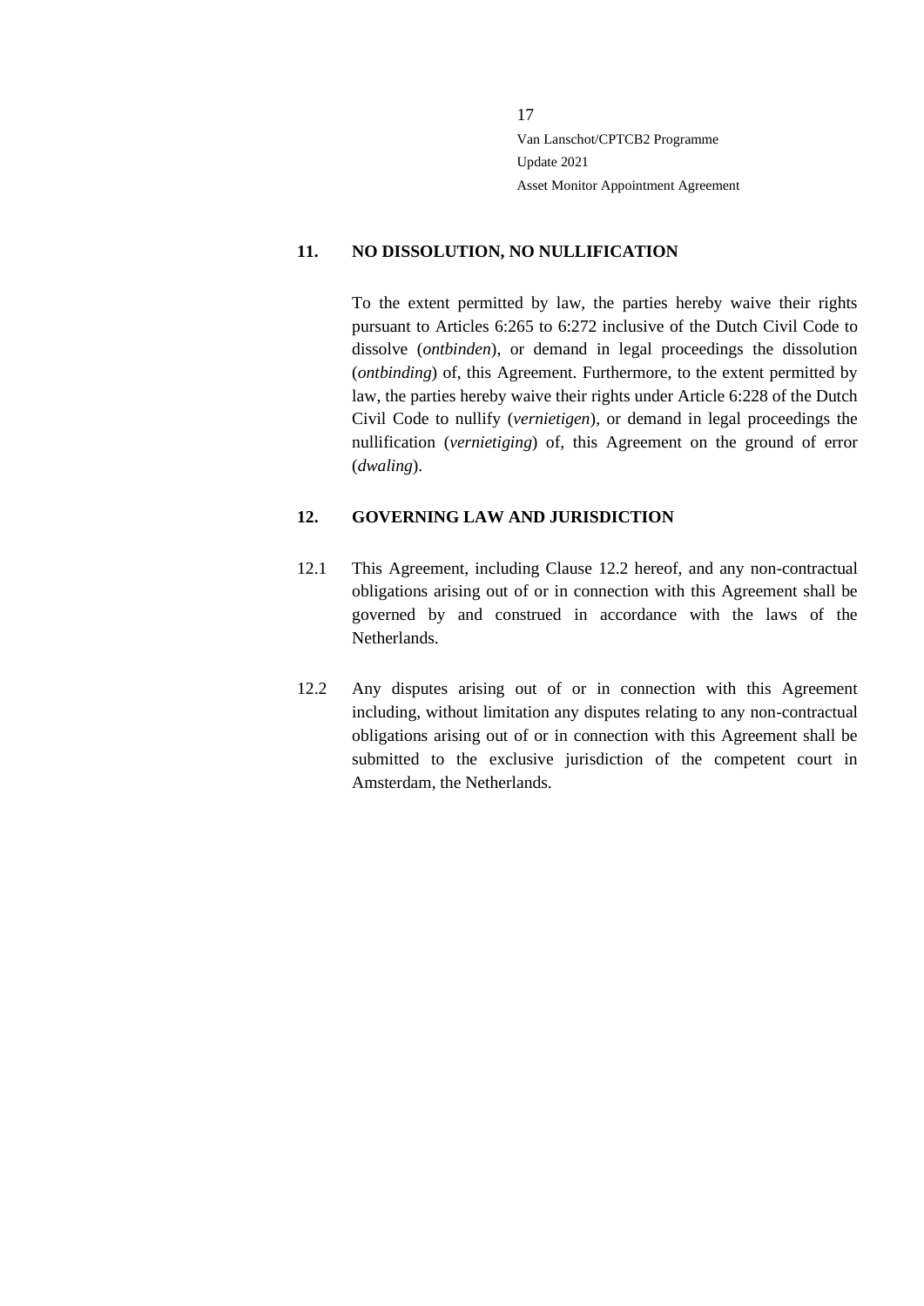## 11. NO DISSOLUTION, NO NULLIFICATION

To the extent permitted by law, the parties hereby waive their rights pursuant to Articles 6:265 to 6:272 inclusive of the Dutch Civil Code to dissolve (*ontbinden*), or demand in legal proceedings the dissolution (*ontbinding*) of, this Agreement. Furthermore, to the extent permitted by law, the parties hereby waive their rights under Article 6:228 of the Dutch Civil Code to nullify (*vernietigen*), or demand in legal proceedings the nullification (*vernietiging*) of, this Agreement on the ground of error (*dwaling*).

## 12. GOVERNING LAW AND JURISDICTION

12.1 This Agreement, including Clause 12.2 hereof, and any non-contractual obligations arising out of or in connection with this Agreement shall be governed by and construed in accordance with the laws of the Netherlands.

12.2 Any disputes arising out of or in connection with this Agreement including, without limitation any disputes relating to any non-contractual obligations arising out of or in connection with this Agreement shall be submitted to the exclusive jurisdiction of the competent court in Amsterdam, the Netherlands.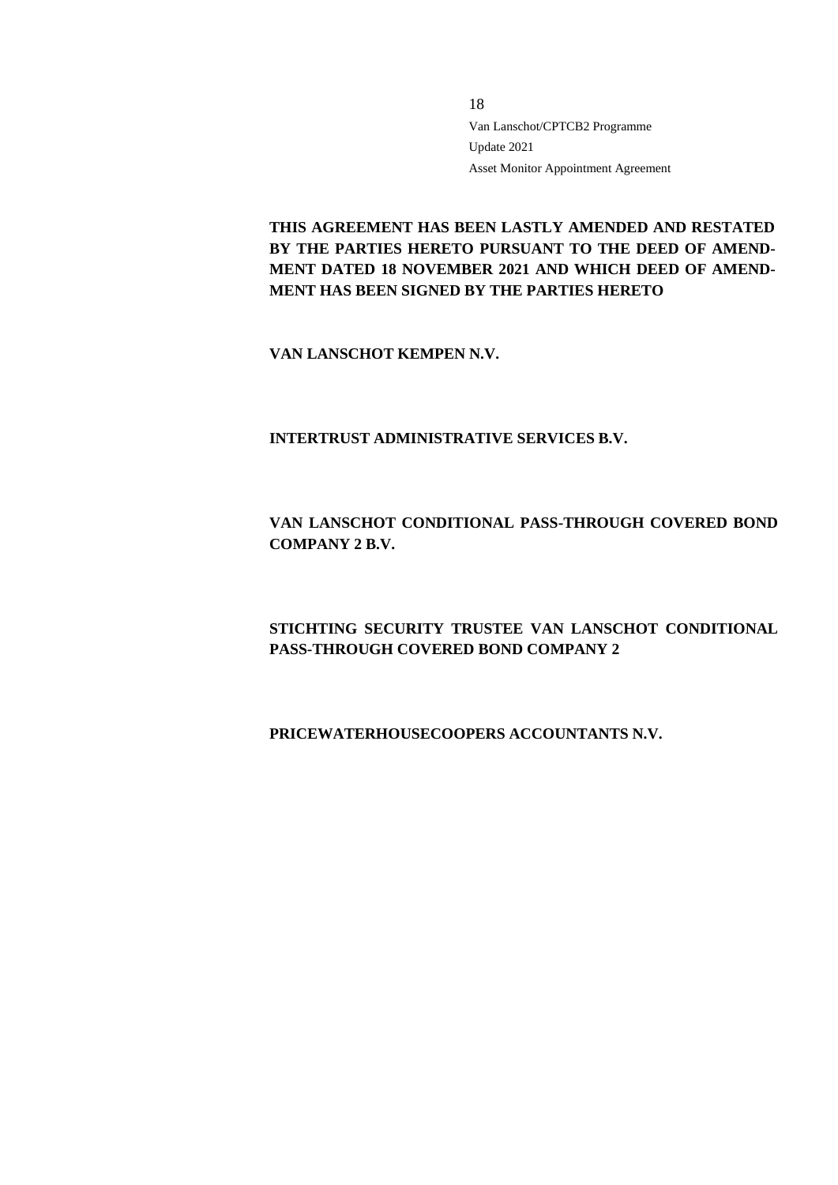**THIS AGREEMENT HAS BEEN LASTLY AMENDED AND RESTATED BY THE PARTIES HERETO PURSUANT TO THE DEED OF AMENDMENT DATED 18 NOVEMBER 2021 AND WHICH DEED OF AMENDMENT HAS BEEN SIGNED BY THE PARTIES HERETO**

**VAN LANSCHOT KEMPEN N.V.**

**INTERTRUST ADMINISTRATIVE SERVICES B.V.**

**VAN LANSCHOT CONDITIONAL PASS-THROUGH COVERED BOND COMPANY 2 B.V.**

**STICHTING SECURITY TRUSTEE VAN LANSCHOT CONDITIONAL PASS-THROUGH COVERED BOND COMPANY 2**

**PRICEWATERHOUSECOOPERS ACCOUNTANTS N.V.**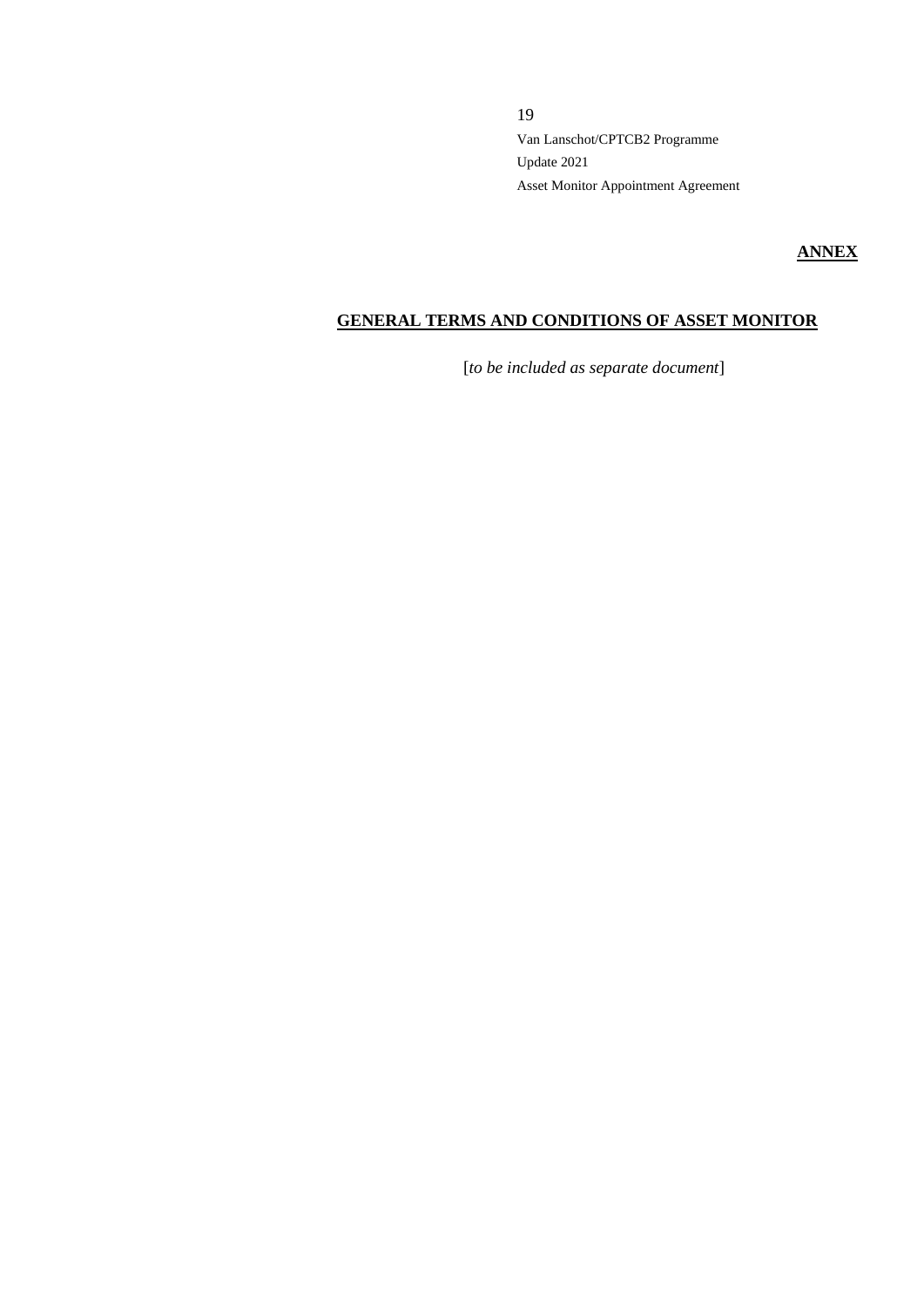**ANNEX**

**GENERAL TERMS AND CONDITIONS OF ASSET MONITOR**

[*to be included as separate document*]